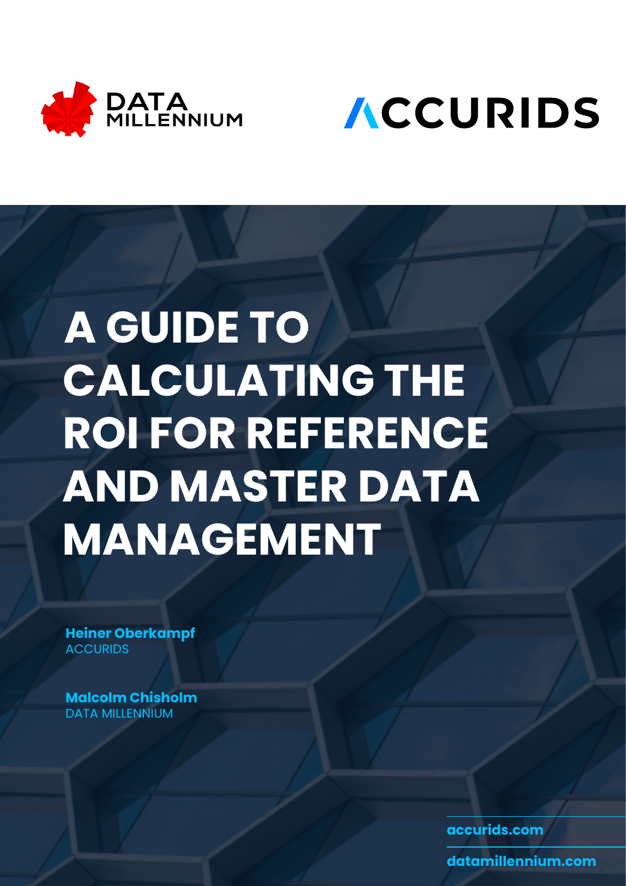DATA MILLENNIUM

ACCURIDS

# A GUIDE TO CALCULATING THE ROI FOR REFERENCE AND MASTER DATA MANAGEMENT

**Heiner Oberkampf**
ACCURIDS

**Malcolm Chisholm**
DATA MILLENNIUM

accurids.com

datamillennium.com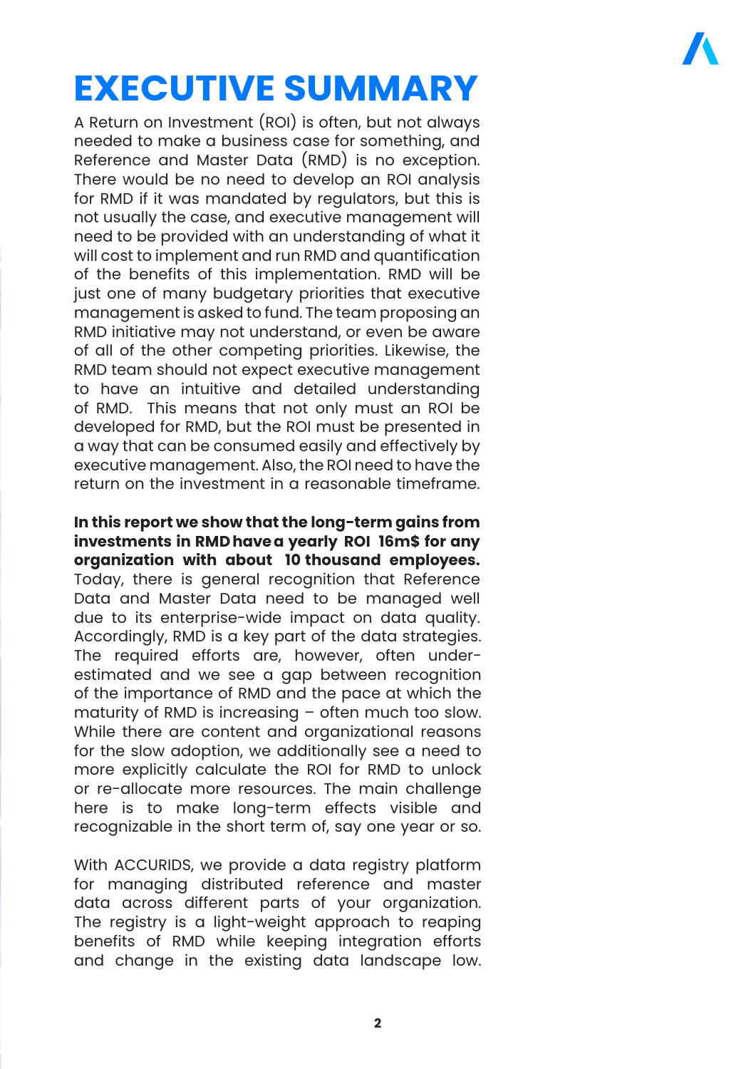# EXECUTIVE SUMMARY

A Return on Investment (ROI) is often, but not always needed to make a business case for something, and Reference and Master Data (RMD) is no exception. There would be no need to develop an ROI analysis for RMD if it was mandated by regulators, but this is not usually the case, and executive management will need to be provided with an understanding of what it will cost to implement and run RMD and quantification of the benefits of this implementation. RMD will be just one of many budgetary priorities that executive management is asked to fund. The team proposing an RMD initiative may not understand, or even be aware of all of the other competing priorities. Likewise, the RMD team should not expect executive management to have an intuitive and detailed understanding of RMD. This means that not only must an ROI be developed for RMD, but the ROI must be presented in a way that can be consumed easily and effectively by executive management. Also, the ROI need to have the return on the investment in a reasonable timeframe.

**In this report we show that the long-term gains from investments in RMD have a yearly ROI 16m$ for any organization with about 10 thousand employees.** Today, there is general recognition that Reference Data and Master Data need to be managed well due to its enterprise-wide impact on data quality. Accordingly, RMD is a key part of the data strategies. The required efforts are, however, often under-estimated and we see a gap between recognition of the importance of RMD and the pace at which the maturity of RMD is increasing – often much too slow. While there are content and organizational reasons for the slow adoption, we additionally see a need to more explicitly calculate the ROI for RMD to unlock or re-allocate more resources. The main challenge here is to make long-term effects visible and recognizable in the short term of, say one year or so.

With ACCURIDS, we provide a data registry platform for managing distributed reference and master data across different parts of your organization. The registry is a light-weight approach to reaping benefits of RMD while keeping integration efforts and change in the existing data landscape low.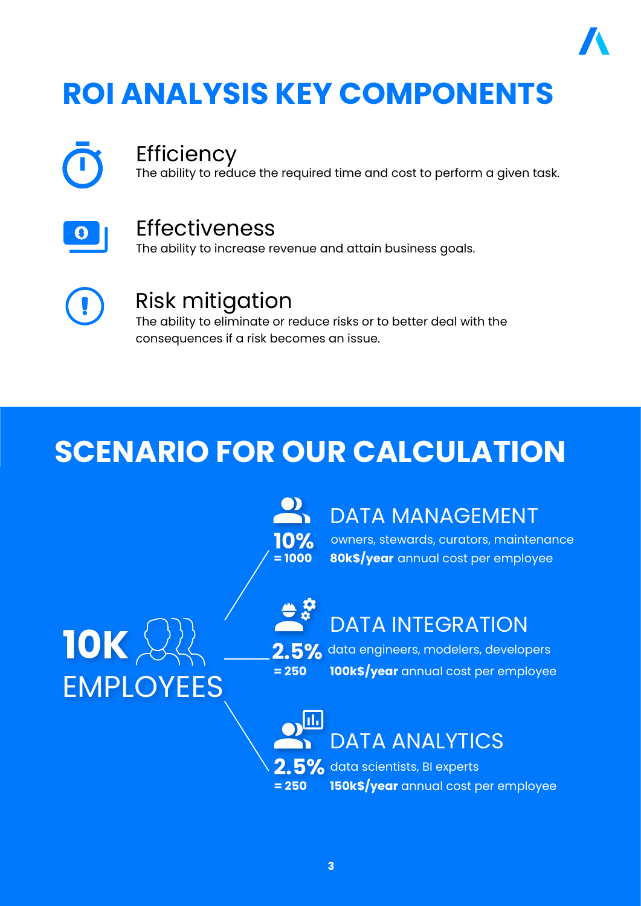# ROI ANALYSIS KEY COMPONENTS

### Efficiency

The ability to reduce the required time and cost to perform a given task.

### Effectiveness

The ability to increase revenue and attain business goals.

### Risk mitigation

The ability to eliminate or reduce risks or to better deal with the consequences if a risk becomes an issue.

# SCENARIO FOR OUR CALCULATION

**10K EMPLOYEES**

### DATA MANAGEMENT

**10%** = 1000

owners, stewards, curators, maintenance

**80k$/year** annual cost per employee

### DATA INTEGRATION

**2.5%** = 250

data engineers, modelers, developers

**100k$/year** annual cost per employee

### DATA ANALYTICS

**2.5%** = 250

data scientists, BI experts

**150k$/year** annual cost per employee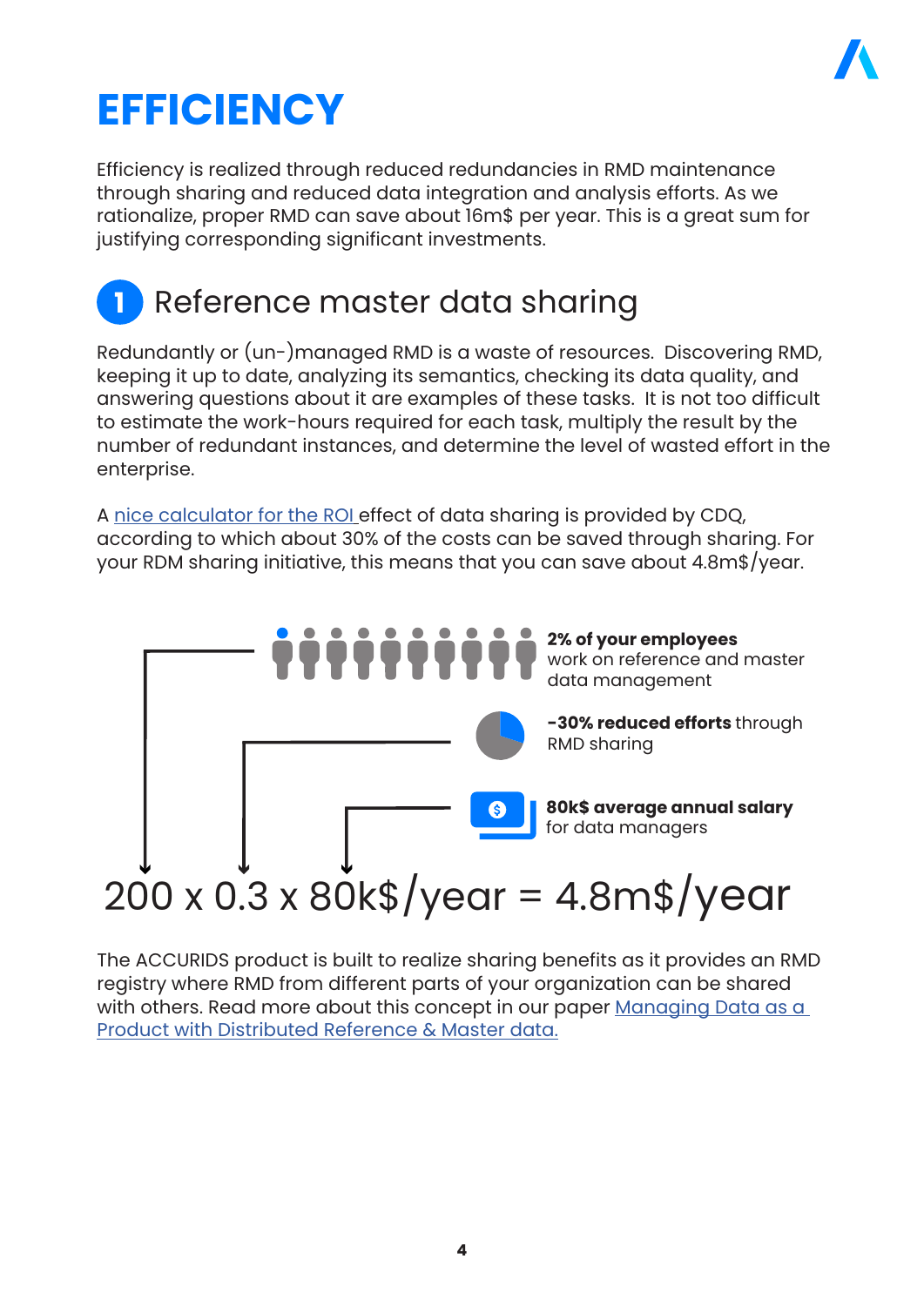# EFFICIENCY

Efficiency is realized through reduced redundancies in RMD maintenance through sharing and reduced data integration and analysis efforts. As we rationalize, proper RMD can save about 16m$ per year. This is a great sum for justifying corresponding significant investments.

## 1 Reference master data sharing

Redundantly or (un-)managed RMD is a waste of resources. Discovering RMD, keeping it up to date, analyzing its semantics, checking its data quality, and answering questions about it are examples of these tasks. It is not too difficult to estimate the work-hours required for each task, multiply the result by the number of redundant instances, and determine the level of wasted effort in the enterprise.

A nice calculator for the ROI effect of data sharing is provided by CDQ, according to which about 30% of the costs can be saved through sharing. For your RDM sharing initiative, this means that you can save about 4.8m$/year.

**2% of your employees** work on reference and master data management

**-30% reduced efforts** through RMD sharing

**80k$ average annual salary** for data managers

200 x 0.3 x 80k$/year = 4.8m$/year

The ACCURIDS product is built to realize sharing benefits as it provides an RMD registry where RMD from different parts of your organization can be shared with others. Read more about this concept in our paper Managing Data as a Product with Distributed Reference & Master data.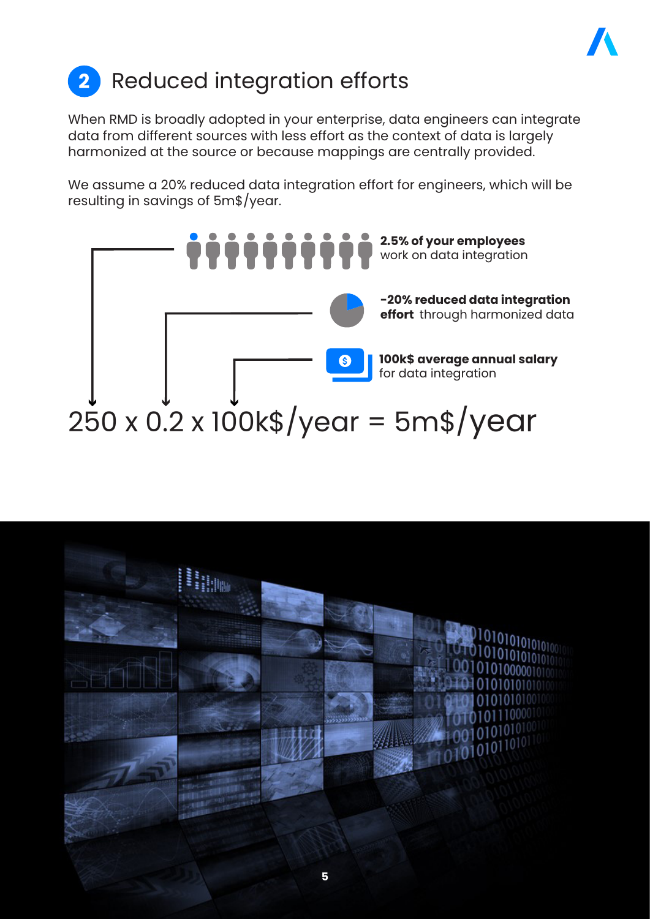## 2 Reduced integration efforts

When RMD is broadly adopted in your enterprise, data engineers can integrate data from different sources with less effort as the context of data is largely harmonized at the source or because mappings are centrally provided.

We assume a 20% reduced data integration effort for engineers, which will be resulting in savings of 5m$/year.

**2.5% of your employees** work on data integration

**-20% reduced data integration effort** through harmonized data

**100k$ average annual salary** for data integration

250 x 0.2 x 100k$/year = 5m$/year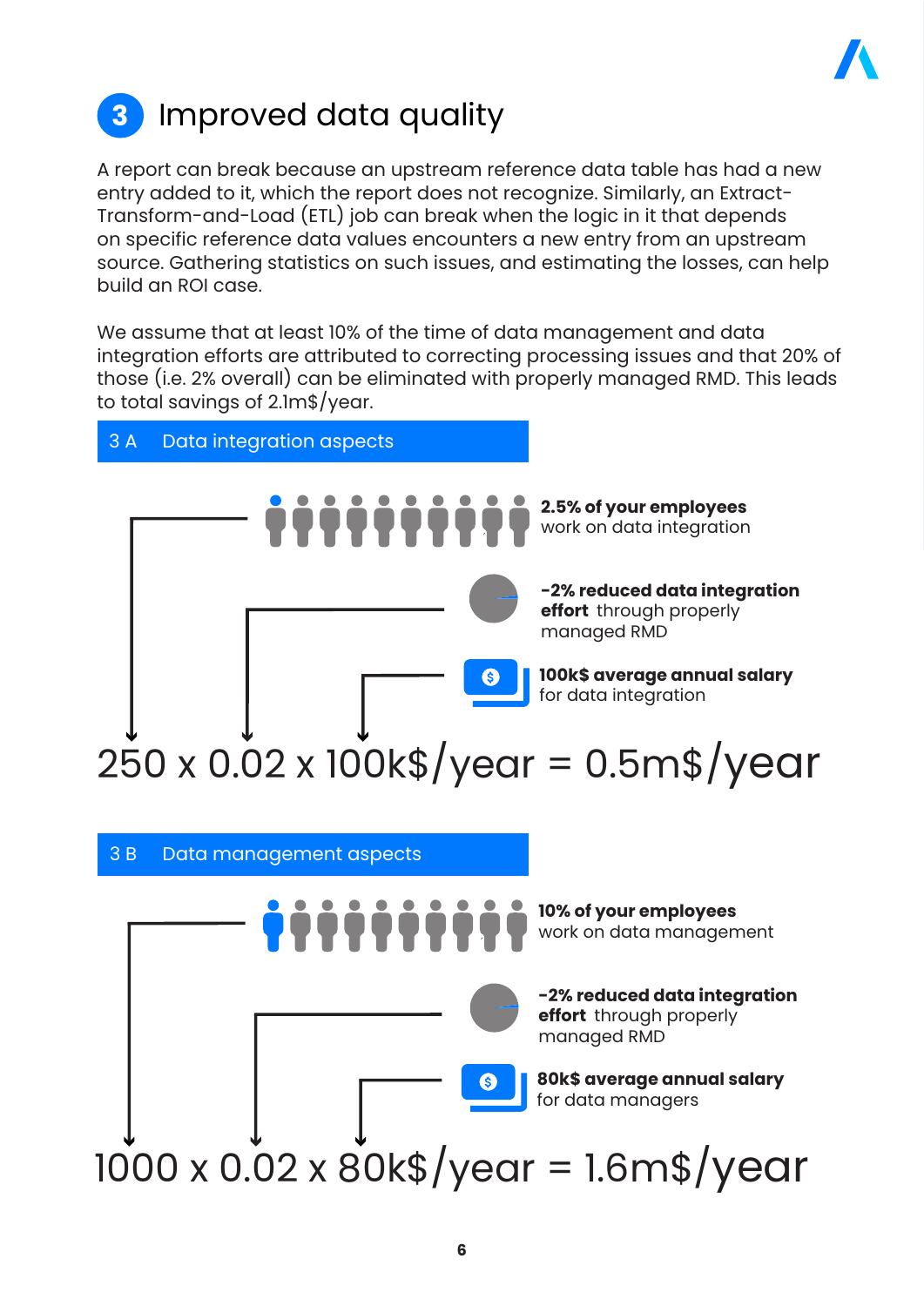## 3 Improved data quality

A report can break because an upstream reference data table has had a new entry added to it, which the report does not recognize. Similarly, an Extract-Transform-and-Load (ETL) job can break when the logic in it that depends on specific reference data values encounters a new entry from an upstream source. Gathering statistics on such issues, and estimating the losses, can help build an ROI case.

We assume that at least 10% of the time of data management and data integration efforts are attributed to correcting processing issues and that 20% of those (i.e. 2% overall) can be eliminated with properly managed RMD. This leads to total savings of 2.1m$/year.

### 3 A Data integration aspects

**2.5% of your employees** work on data integration

**-2% reduced data integration effort** through properly managed RMD

**100k$ average annual salary** for data integration

250 x 0.02 x 100k$/year = 0.5m$/year

### 3 B Data management aspects

**10% of your employees** work on data management

**-2% reduced data integration effort** through properly managed RMD

**80k$ average annual salary** for data managers

1000 x 0.02 x 80k$/year = 1.6m$/year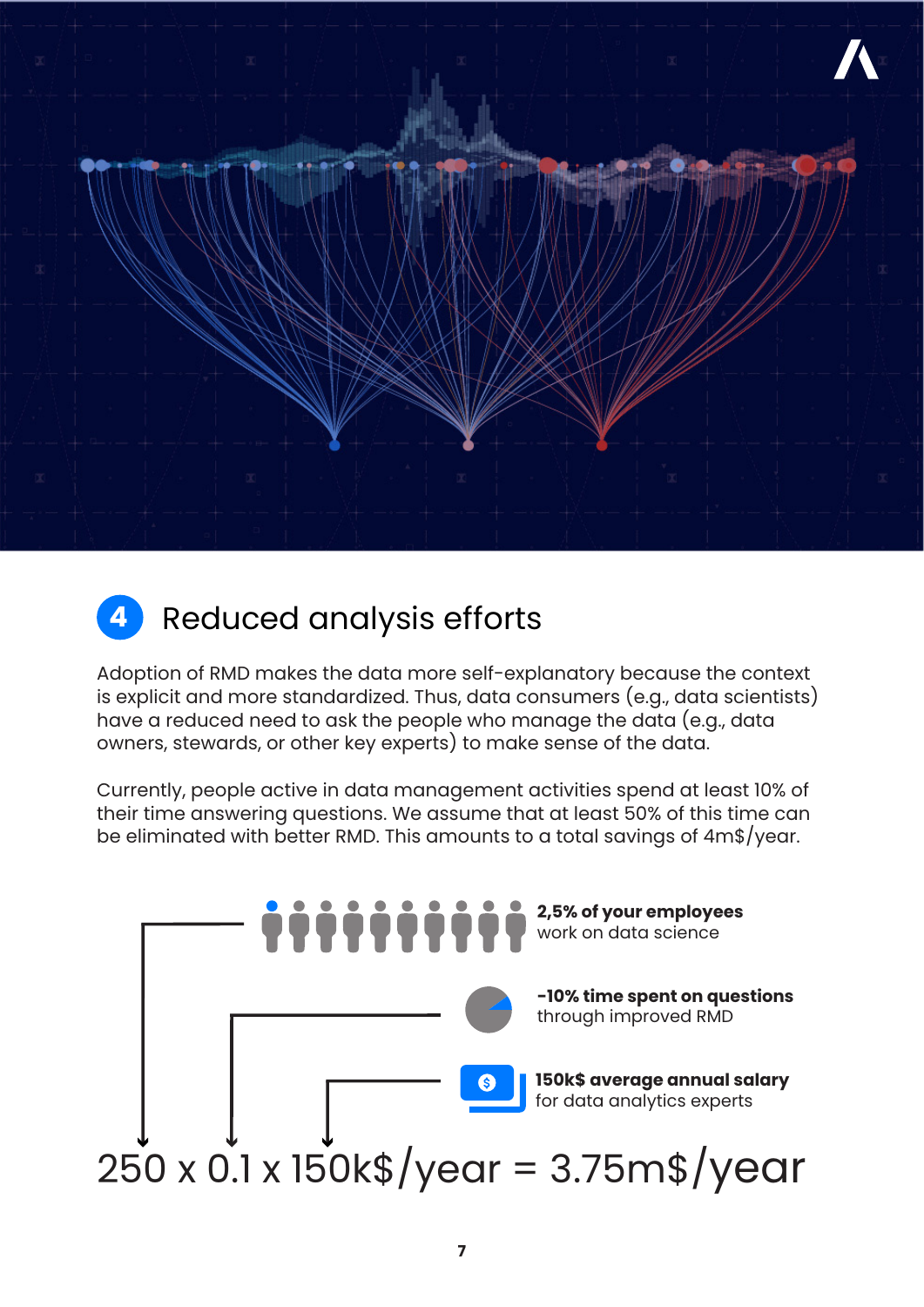## 4 Reduced analysis efforts

Adoption of RMD makes the data more self-explanatory because the context is explicit and more standardized. Thus, data consumers (e.g., data scientists) have a reduced need to ask the people who manage the data (e.g., data owners, stewards, or other key experts) to make sense of the data.

Currently, people active in data management activities spend at least 10% of their time answering questions. We assume that at least 50% of this time can be eliminated with better RMD. This amounts to a total savings of 4m$/year.

**2,5% of your employees** work on data science

**-10% time spent on questions** through improved RMD

**150k$ average annual salary** for data analytics experts

250 x 0.1 x 150k$/year = 3.75m$/year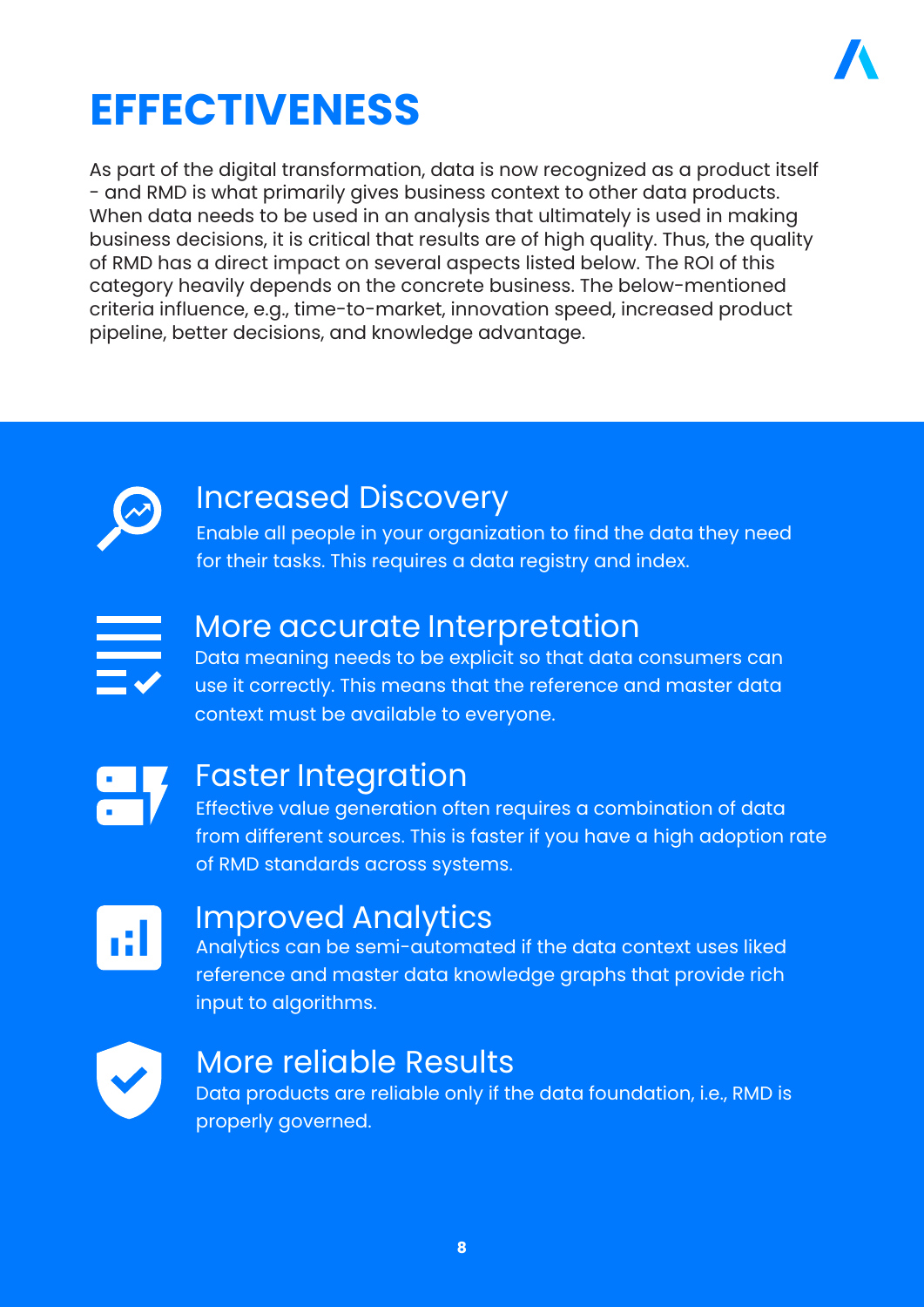# EFFECTIVENESS

As part of the digital transformation, data is now recognized as a product itself - and RMD is what primarily gives business context to other data products. When data needs to be used in an analysis that ultimately is used in making business decisions, it is critical that results are of high quality. Thus, the quality of RMD has a direct impact on several aspects listed below. The ROI of this category heavily depends on the concrete business. The below-mentioned criteria influence, e.g., time-to-market, innovation speed, increased product pipeline, better decisions, and knowledge advantage.

## Increased Discovery

Enable all people in your organization to find the data they need for their tasks. This requires a data registry and index.

## More accurate Interpretation

Data meaning needs to be explicit so that data consumers can use it correctly. This means that the reference and master data context must be available to everyone.

## Faster Integration

Effective value generation often requires a combination of data from different sources. This is faster if you have a high adoption rate of RMD standards across systems.

## Improved Analytics

Analytics can be semi-automated if the data context uses liked reference and master data knowledge graphs that provide rich input to algorithms.

## More reliable Results

Data products are reliable only if the data foundation, i.e., RMD is properly governed.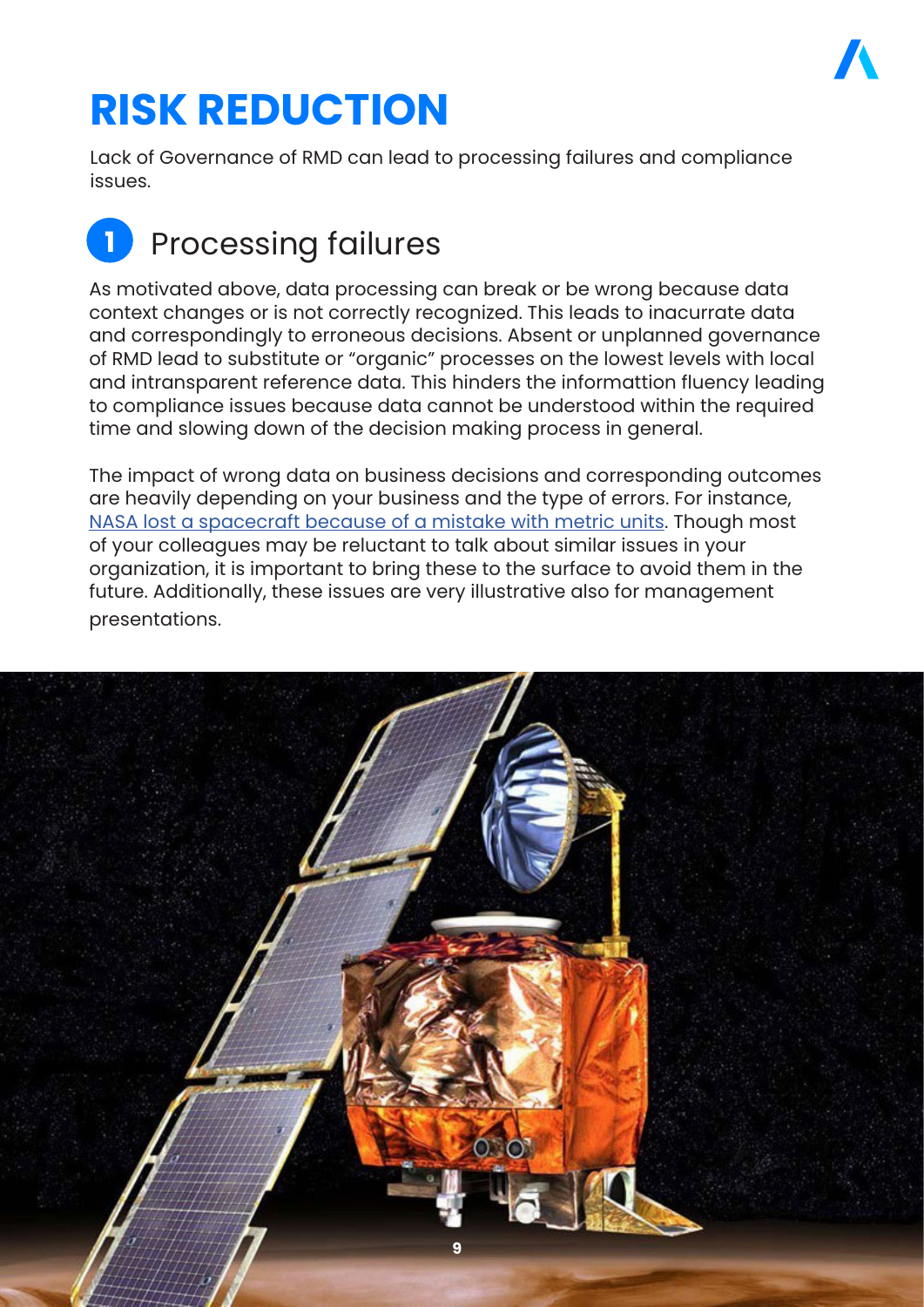# RISK REDUCTION

Lack of Governance of RMD can lead to processing failures and compliance issues.

## 1 Processing failures

As motivated above, data processing can break or be wrong because data context changes or is not correctly recognized. This leads to inacurrate data and correspondingly to erroneous decisions. Absent or unplanned governance of RMD lead to substitute or "organic" processes on the lowest levels with local and intransparent reference data. This hinders the informattion fluency leading to compliance issues because data cannot be understood within the required time and slowing down of the decision making process in general.

The impact of wrong data on business decisions and corresponding outcomes are heavily depending on your business and the type of errors. For instance, NASA lost a spacecraft because of a mistake with metric units. Though most of your colleagues may be reluctant to talk about similar issues in your organization, it is important to bring these to the surface to avoid them in the future. Additionally, these issues are very illustrative also for management presentations.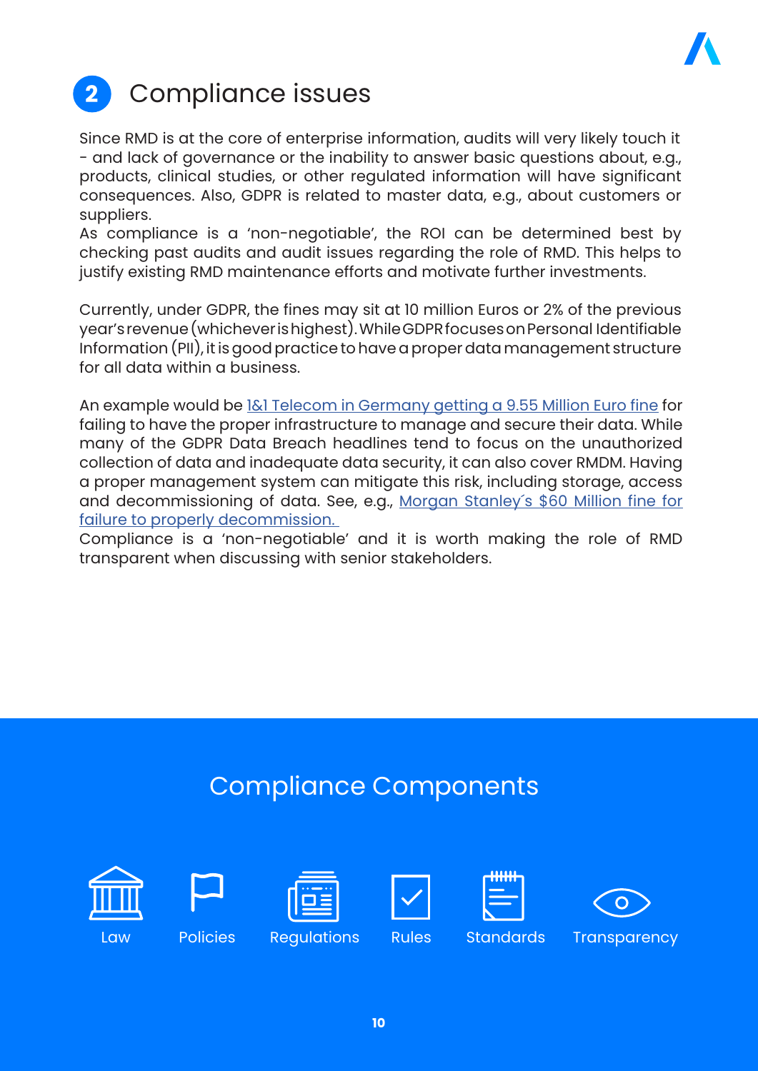## 2 Compliance issues

Since RMD is at the core of enterprise information, audits will very likely touch it - and lack of governance or the inability to answer basic questions about, e.g., products, clinical studies, or other regulated information will have significant consequences. Also, GDPR is related to master data, e.g., about customers or suppliers.
As compliance is a 'non-negotiable', the ROI can be determined best by checking past audits and audit issues regarding the role of RMD. This helps to justify existing RMD maintenance efforts and motivate further investments.

Currently, under GDPR, the fines may sit at 10 million Euros or 2% of the previous year's revenue (whichever is highest). While GDPR focuses on Personal Identifiable Information (PII), it is good practice to have a proper data management structure for all data within a business.

An example would be 1&1 Telecom in Germany getting a 9.55 Million Euro fine for failing to have the proper infrastructure to manage and secure their data. While many of the GDPR Data Breach headlines tend to focus on the unauthorized collection of data and inadequate data security, it can also cover RMDM. Having a proper management system can mitigate this risk, including storage, access and decommissioning of data. See, e.g., Morgan Stanley´s $60 Million fine for failure to properly decommission.
Compliance is a 'non-negotiable' and it is worth making the role of RMD transparent when discussing with senior stakeholders.

## Compliance Components

Law | Policies | Regulations | Rules | Standards | Transparency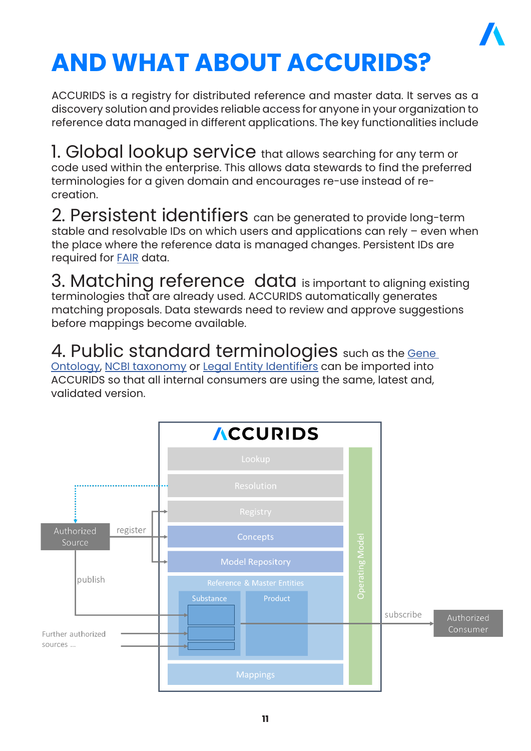# AND WHAT ABOUT ACCURIDS?

ACCURIDS is a registry for distributed reference and master data. It serves as a discovery solution and provides reliable access for anyone in your organization to reference data managed in different applications. The key functionalities include

1. **Global lookup service** that allows searching for any term or code used within the enterprise. This allows data stewards to find the preferred terminologies for a given domain and encourages re-use instead of re-creation.

2. **Persistent identifiers** can be generated to provide long-term stable and resolvable IDs on which users and applications can rely – even when the place where the reference data is managed changes. Persistent IDs are required for [FAIR](FAIR) data.

3. **Matching reference data** is important to aligning existing terminologies that are already used. ACCURIDS automatically generates matching proposals. Data stewards need to review and approve suggestions before mappings become available.

4. **Public standard terminologies** such as the Gene Ontology, NCBI taxonomy or Legal Entity Identifiers can be imported into ACCURIDS so that all internal consumers are using the same, latest and, validated version.

ACCURIDS

- Lookup
- Resolution
- Registry
- Concepts
- Model Repository
- Reference & Master Entities
  - Substance
  - Product
- Mappings
- Operating Model

Authorized Source — register — publish

Further authorized sources ...

subscribe — Authorized Consumer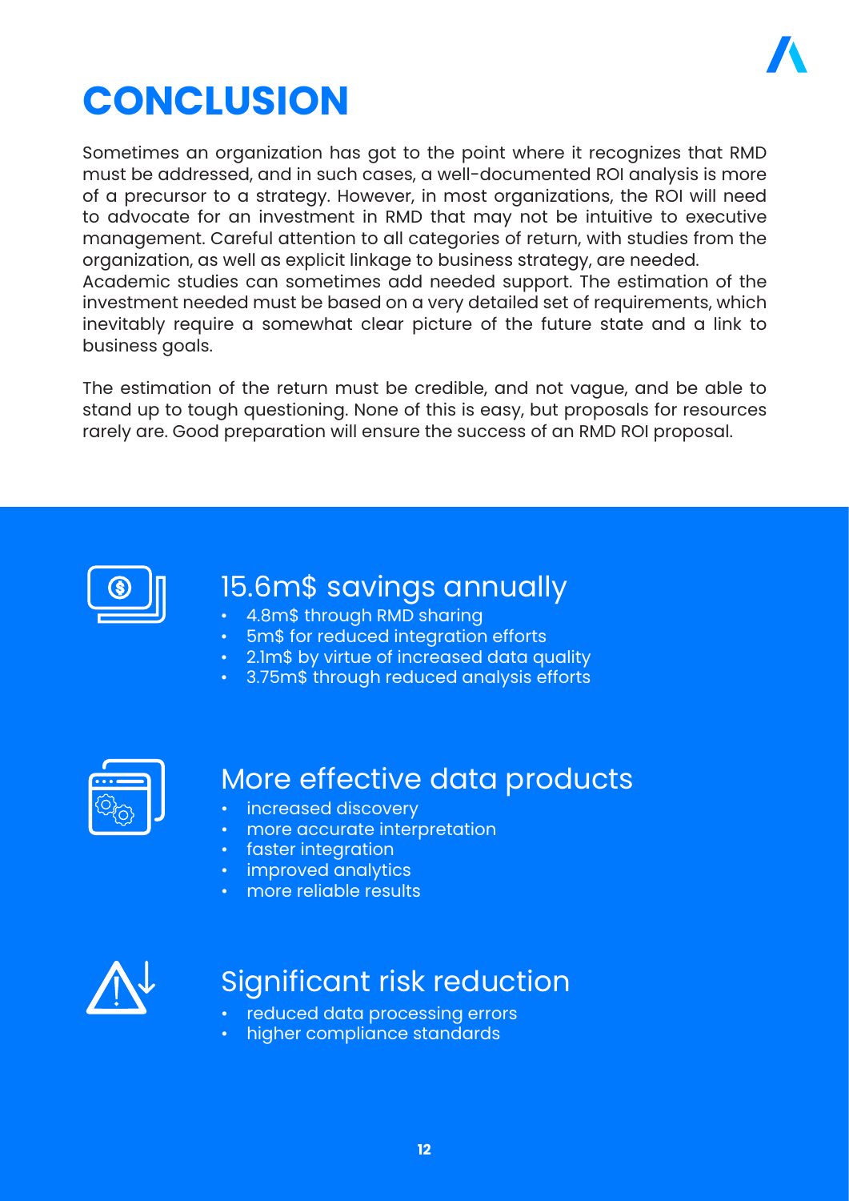# CONCLUSION

Sometimes an organization has got to the point where it recognizes that RMD must be addressed, and in such cases, a well-documented ROI analysis is more of a precursor to a strategy. However, in most organizations, the ROI will need to advocate for an investment in RMD that may not be intuitive to executive management. Careful attention to all categories of return, with studies from the organization, as well as explicit linkage to business strategy, are needed. Academic studies can sometimes add needed support. The estimation of the investment needed must be based on a very detailed set of requirements, which inevitably require a somewhat clear picture of the future state and a link to business goals.

The estimation of the return must be credible, and not vague, and be able to stand up to tough questioning. None of this is easy, but proposals for resources rarely are. Good preparation will ensure the success of an RMD ROI proposal.

## 15.6m$ savings annually

- 4.8m$ through RMD sharing
- 5m$ for reduced integration efforts
- 2.1m$ by virtue of increased data quality
- 3.75m$ through reduced analysis efforts

## More effective data products

- increased discovery
- more accurate interpretation
- faster integration
- improved analytics
- more reliable results

## Significant risk reduction

- reduced data processing errors
- higher compliance standards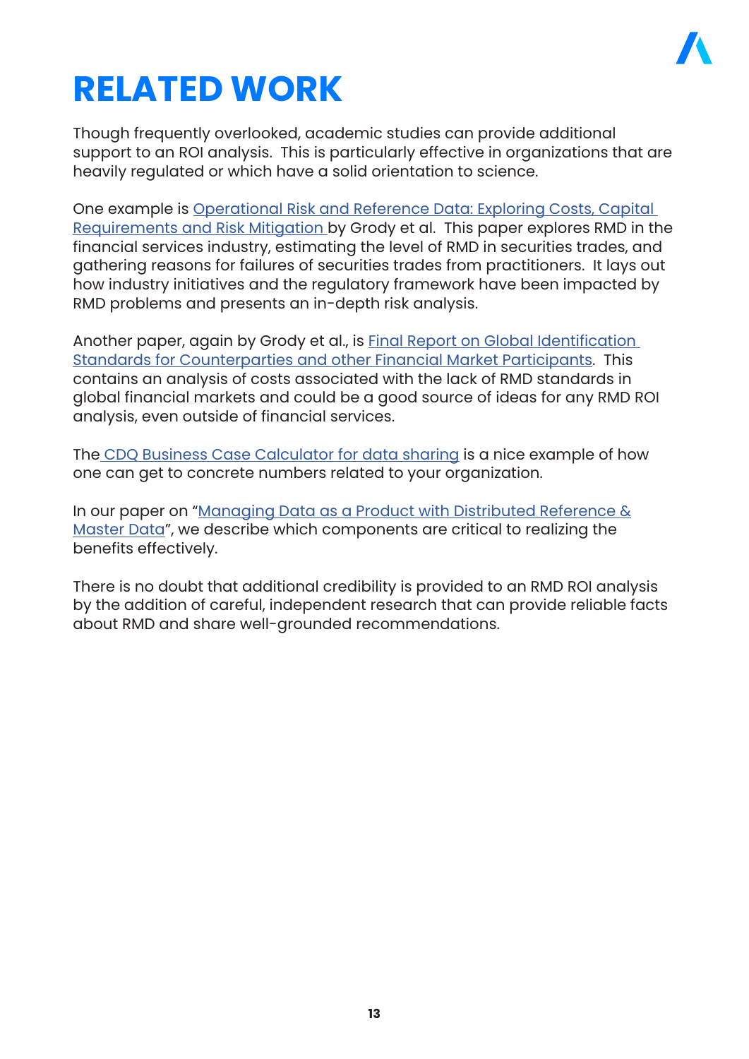# RELATED WORK

Though frequently overlooked, academic studies can provide additional support to an ROI analysis. This is particularly effective in organizations that are heavily regulated or which have a solid orientation to science.

One example is Operational Risk and Reference Data: Exploring Costs, Capital Requirements and Risk Mitigation by Grody et al. This paper explores RMD in the financial services industry, estimating the level of RMD in securities trades, and gathering reasons for failures of securities trades from practitioners. It lays out how industry initiatives and the regulatory framework have been impacted by RMD problems and presents an in-depth risk analysis.

Another paper, again by Grody et al., is Final Report on Global Identification Standards for Counterparties and other Financial Market Participants. This contains an analysis of costs associated with the lack of RMD standards in global financial markets and could be a good source of ideas for any RMD ROI analysis, even outside of financial services.

The CDQ Business Case Calculator for data sharing is a nice example of how one can get to concrete numbers related to your organization.

In our paper on "Managing Data as a Product with Distributed Reference & Master Data", we describe which components are critical to realizing the benefits effectively.

There is no doubt that additional credibility is provided to an RMD ROI analysis by the addition of careful, independent research that can provide reliable facts about RMD and share well-grounded recommendations.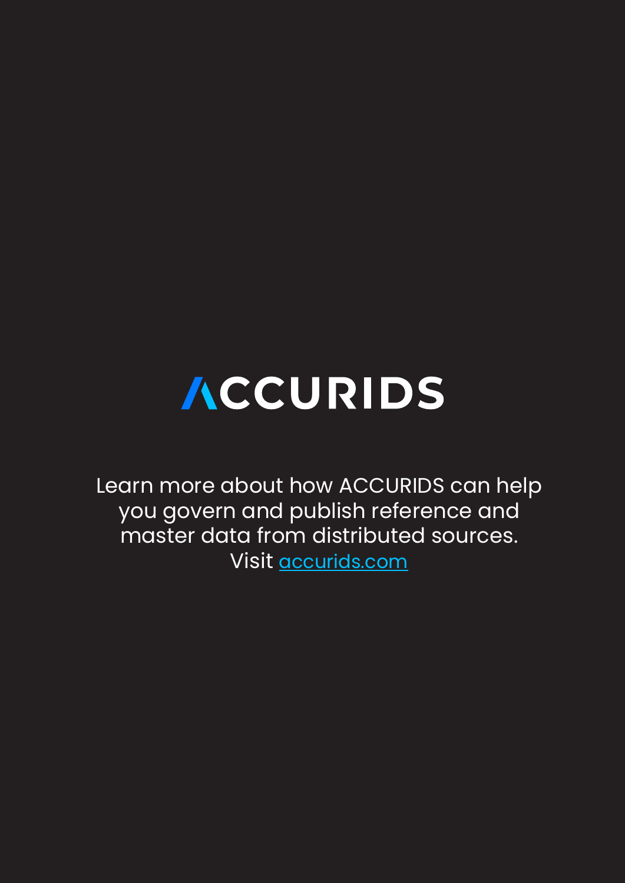# ACCURIDS

Learn more about how ACCURIDS can help you govern and publish reference and master data from distributed sources.
Visit [accurids.com](https://accurids.com)